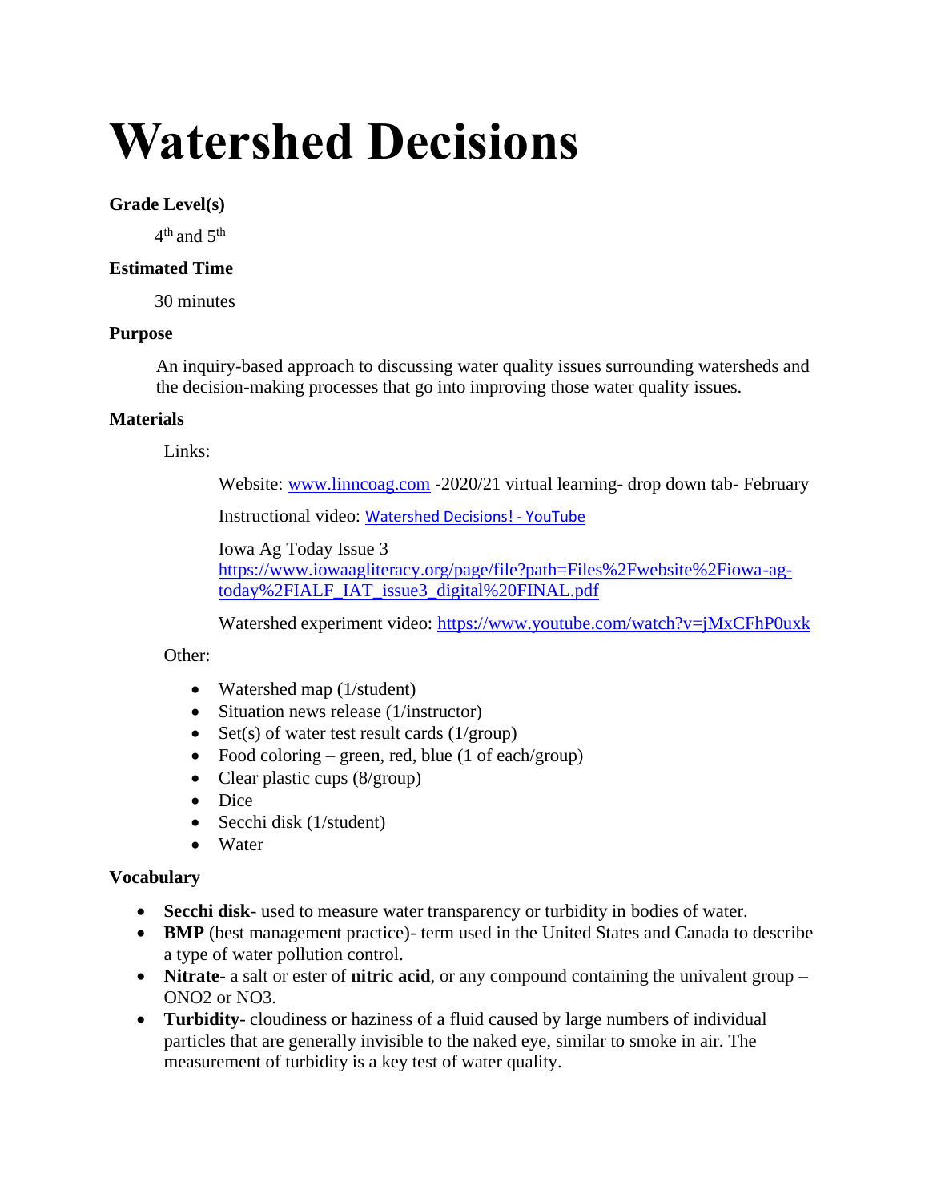# Watershed Decisions

**Grade Level(s)**

4th and 5th

**Estimated Time**

30 minutes

**Purpose**

An inquiry-based approach to discussing water quality issues surrounding watersheds and the decision-making processes that go into improving those water quality issues.

**Materials**

Links:

Website: [www.linncoag.com](www.linncoag.com) -2020/21 virtual learning- drop down tab- February

Instructional video: Watershed Decisions! - YouTube

Iowa Ag Today Issue 3
https://www.iowaagliteracy.org/page/file?path=Files%2Fwebsite%2Fiowa-ag-today%2FIALF_IAT_issue3_digital%20FINAL.pdf

Watershed experiment video: https://www.youtube.com/watch?v=jMxCFhP0uxk

Other:

- Watershed map (1/student)
- Situation news release (1/instructor)
- Set(s) of water test result cards (1/group)
- Food coloring – green, red, blue (1 of each/group)
- Clear plastic cups (8/group)
- Dice
- Secchi disk (1/student)
- Water

**Vocabulary**

- **Secchi disk**- used to measure water transparency or turbidity in bodies of water.
- **BMP** (best management practice)- term used in the United States and Canada to describe a type of water pollution control.
- **Nitrate**- a salt or ester of **nitric acid**, or any compound containing the univalent group – ONO2 or NO3.
- **Turbidity**- cloudiness or haziness of a fluid caused by large numbers of individual particles that are generally invisible to the naked eye, similar to smoke in air. The measurement of turbidity is a key test of water quality.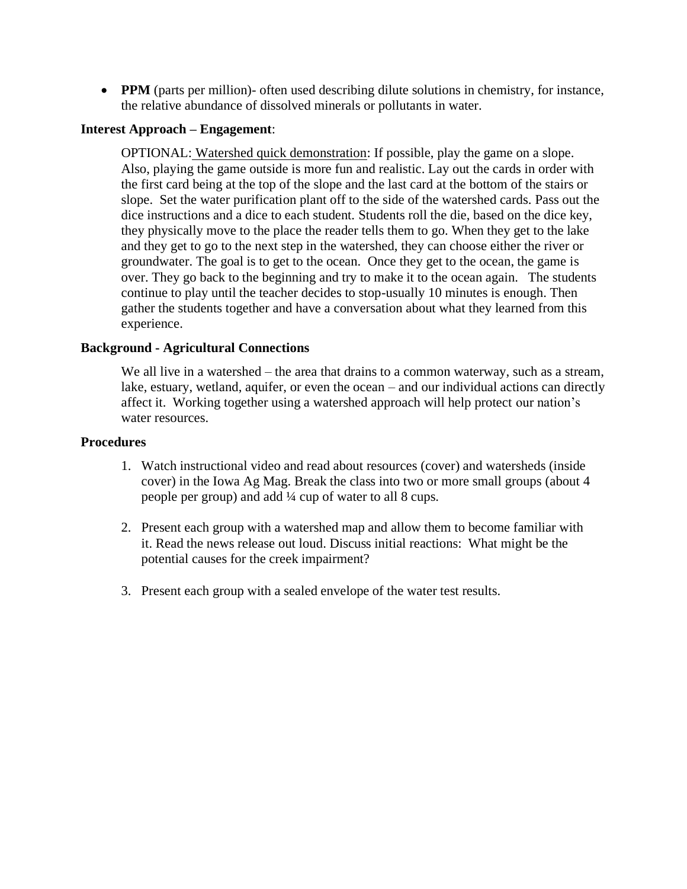- **PPM** (parts per million)- often used describing dilute solutions in chemistry, for instance, the relative abundance of dissolved minerals or pollutants in water.

**Interest Approach – Engagement**:

OPTIONAL: Watershed quick demonstration: If possible, play the game on a slope. Also, playing the game outside is more fun and realistic. Lay out the cards in order with the first card being at the top of the slope and the last card at the bottom of the stairs or slope. Set the water purification plant off to the side of the watershed cards. Pass out the dice instructions and a dice to each student. Students roll the die, based on the dice key, they physically move to the place the reader tells them to go. When they get to the lake and they get to go to the next step in the watershed, they can choose either the river or groundwater. The goal is to get to the ocean. Once they get to the ocean, the game is over. They go back to the beginning and try to make it to the ocean again. The students continue to play until the teacher decides to stop-usually 10 minutes is enough. Then gather the students together and have a conversation about what they learned from this experience.

**Background - Agricultural Connections**

We all live in a watershed – the area that drains to a common waterway, such as a stream, lake, estuary, wetland, aquifer, or even the ocean – and our individual actions can directly affect it. Working together using a watershed approach will help protect our nation's water resources.

**Procedures**

1. Watch instructional video and read about resources (cover) and watersheds (inside cover) in the Iowa Ag Mag. Break the class into two or more small groups (about 4 people per group) and add ¼ cup of water to all 8 cups.

2. Present each group with a watershed map and allow them to become familiar with it. Read the news release out loud. Discuss initial reactions: What might be the potential causes for the creek impairment?

3. Present each group with a sealed envelope of the water test results.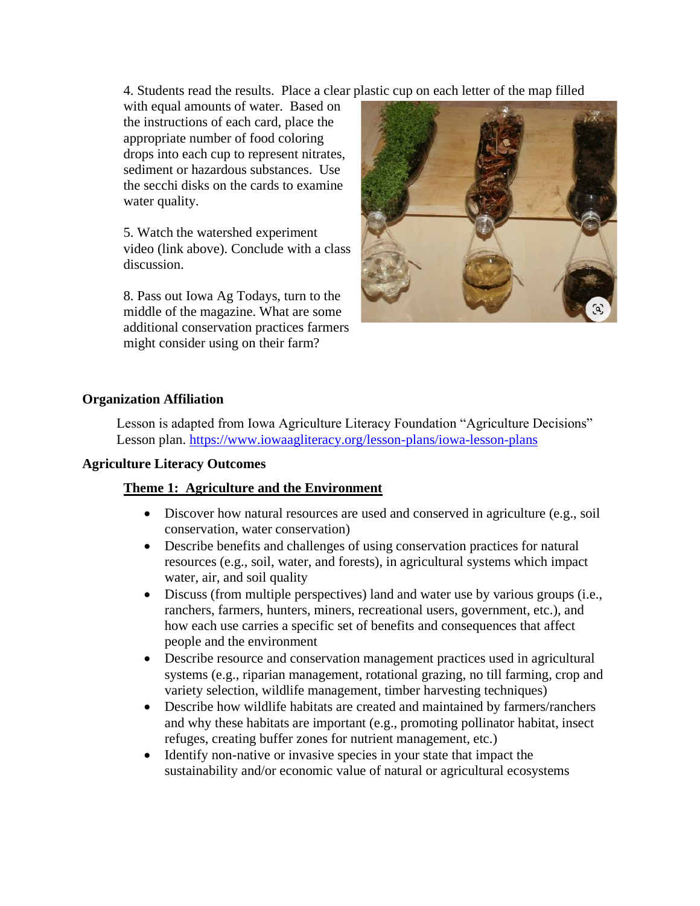4. Students read the results. Place a clear plastic cup on each letter of the map filled with equal amounts of water. Based on the instructions of each card, place the appropriate number of food coloring drops into each cup to represent nitrates, sediment or hazardous substances. Use the secchi disks on the cards to examine water quality.

5. Watch the watershed experiment video (link above). Conclude with a class discussion.

8. Pass out Iowa Ag Todays, turn to the middle of the magazine. What are some additional conservation practices farmers might consider using on their farm?

## Organization Affiliation

Lesson is adapted from Iowa Agriculture Literacy Foundation "Agriculture Decisions" Lesson plan. https://www.iowaagliteracy.org/lesson-plans/iowa-lesson-plans

## Agriculture Literacy Outcomes

### Theme 1: Agriculture and the Environment

- Discover how natural resources are used and conserved in agriculture (e.g., soil conservation, water conservation)
- Describe benefits and challenges of using conservation practices for natural resources (e.g., soil, water, and forests), in agricultural systems which impact water, air, and soil quality
- Discuss (from multiple perspectives) land and water use by various groups (i.e., ranchers, farmers, hunters, miners, recreational users, government, etc.), and how each use carries a specific set of benefits and consequences that affect people and the environment
- Describe resource and conservation management practices used in agricultural systems (e.g., riparian management, rotational grazing, no till farming, crop and variety selection, wildlife management, timber harvesting techniques)
- Describe how wildlife habitats are created and maintained by farmers/ranchers and why these habitats are important (e.g., promoting pollinator habitat, insect refuges, creating buffer zones for nutrient management, etc.)
- Identify non-native or invasive species in your state that impact the sustainability and/or economic value of natural or agricultural ecosystems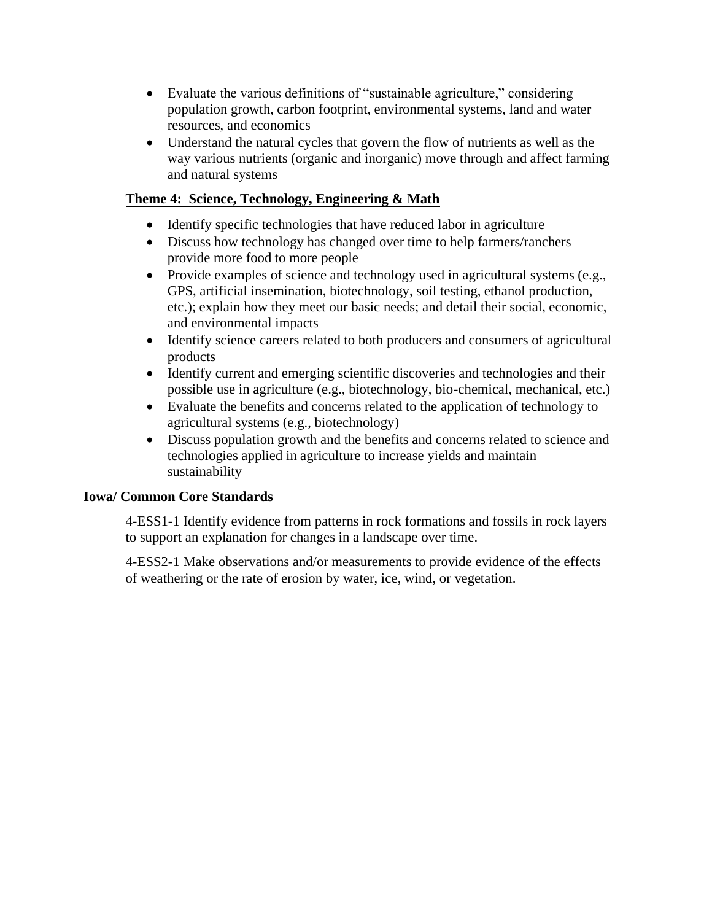- Evaluate the various definitions of "sustainable agriculture," considering population growth, carbon footprint, environmental systems, land and water resources, and economics
- Understand the natural cycles that govern the flow of nutrients as well as the way various nutrients (organic and inorganic) move through and affect farming and natural systems

**Theme 4: Science, Technology, Engineering & Math**

- Identify specific technologies that have reduced labor in agriculture
- Discuss how technology has changed over time to help farmers/ranchers provide more food to more people
- Provide examples of science and technology used in agricultural systems (e.g., GPS, artificial insemination, biotechnology, soil testing, ethanol production, etc.); explain how they meet our basic needs; and detail their social, economic, and environmental impacts
- Identify science careers related to both producers and consumers of agricultural products
- Identify current and emerging scientific discoveries and technologies and their possible use in agriculture (e.g., biotechnology, bio-chemical, mechanical, etc.)
- Evaluate the benefits and concerns related to the application of technology to agricultural systems (e.g., biotechnology)
- Discuss population growth and the benefits and concerns related to science and technologies applied in agriculture to increase yields and maintain sustainability

**Iowa/ Common Core Standards**

4-ESS1-1 Identify evidence from patterns in rock formations and fossils in rock layers to support an explanation for changes in a landscape over time.

4-ESS2-1 Make observations and/or measurements to provide evidence of the effects of weathering or the rate of erosion by water, ice, wind, or vegetation.